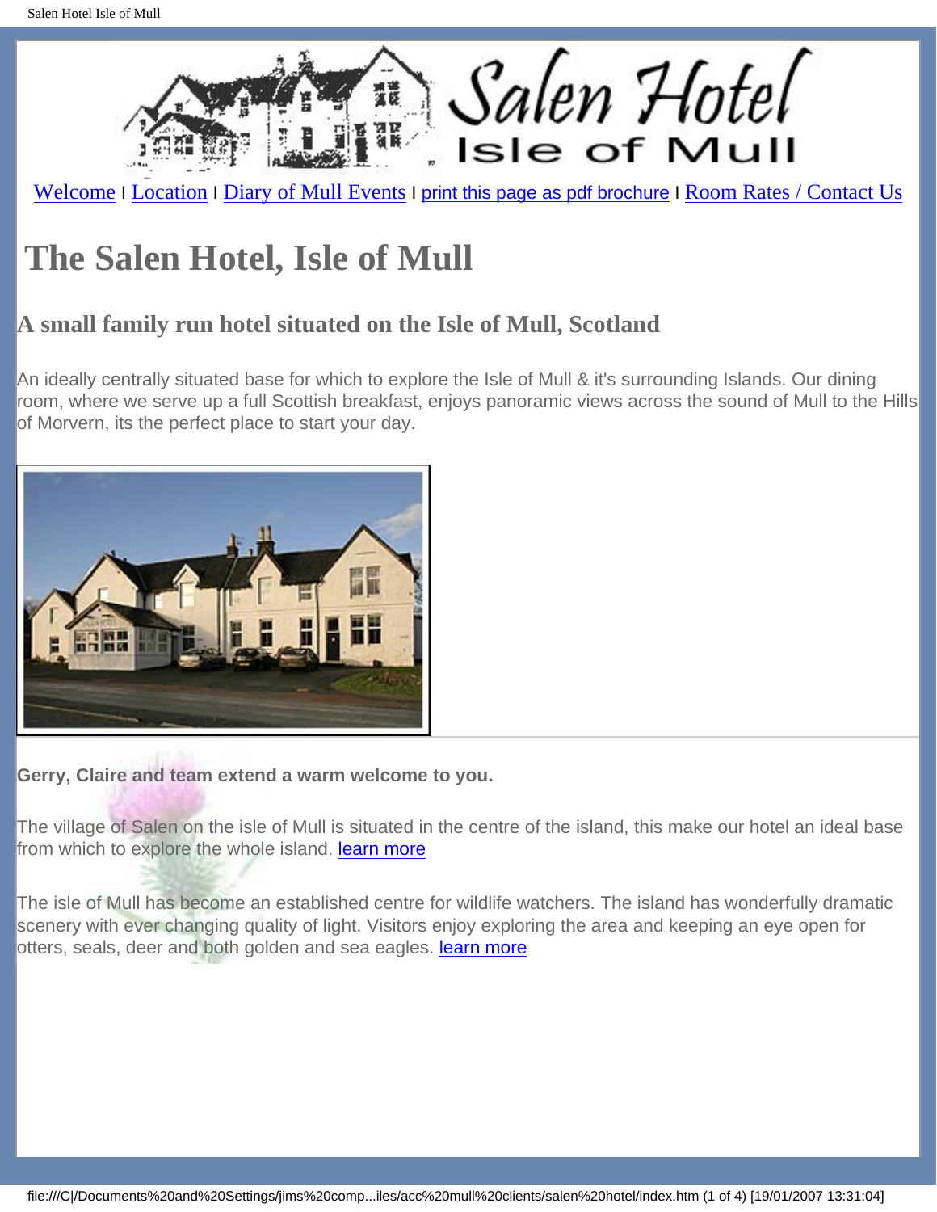Welcome | Location | Diary of Mull Events | print this page as pdf brochure | Room Rates / Contact Us

# The Salen Hotel, Isle of Mull

## A small family run hotel situated on the Isle of Mull, Scotland

An ideally centrally situated base for which to explore the Isle of Mull & it's surrounding Islands. Our dining room, where we serve up a full Scottish breakfast, enjoys panoramic views across the sound of Mull to the Hills of Morvern, its the perfect place to start your day.

**Gerry, Claire and team extend a warm welcome to you.**

The village of Salen on the isle of Mull is situated in the centre of the island, this make our hotel an ideal base from which to explore the whole island. learn more

The isle of Mull has become an established centre for wildlife watchers. The island has wonderfully dramatic scenery with ever changing quality of light. Visitors enjoy exploring the area and keeping an eye open for otters, seals, deer and both golden and sea eagles. learn more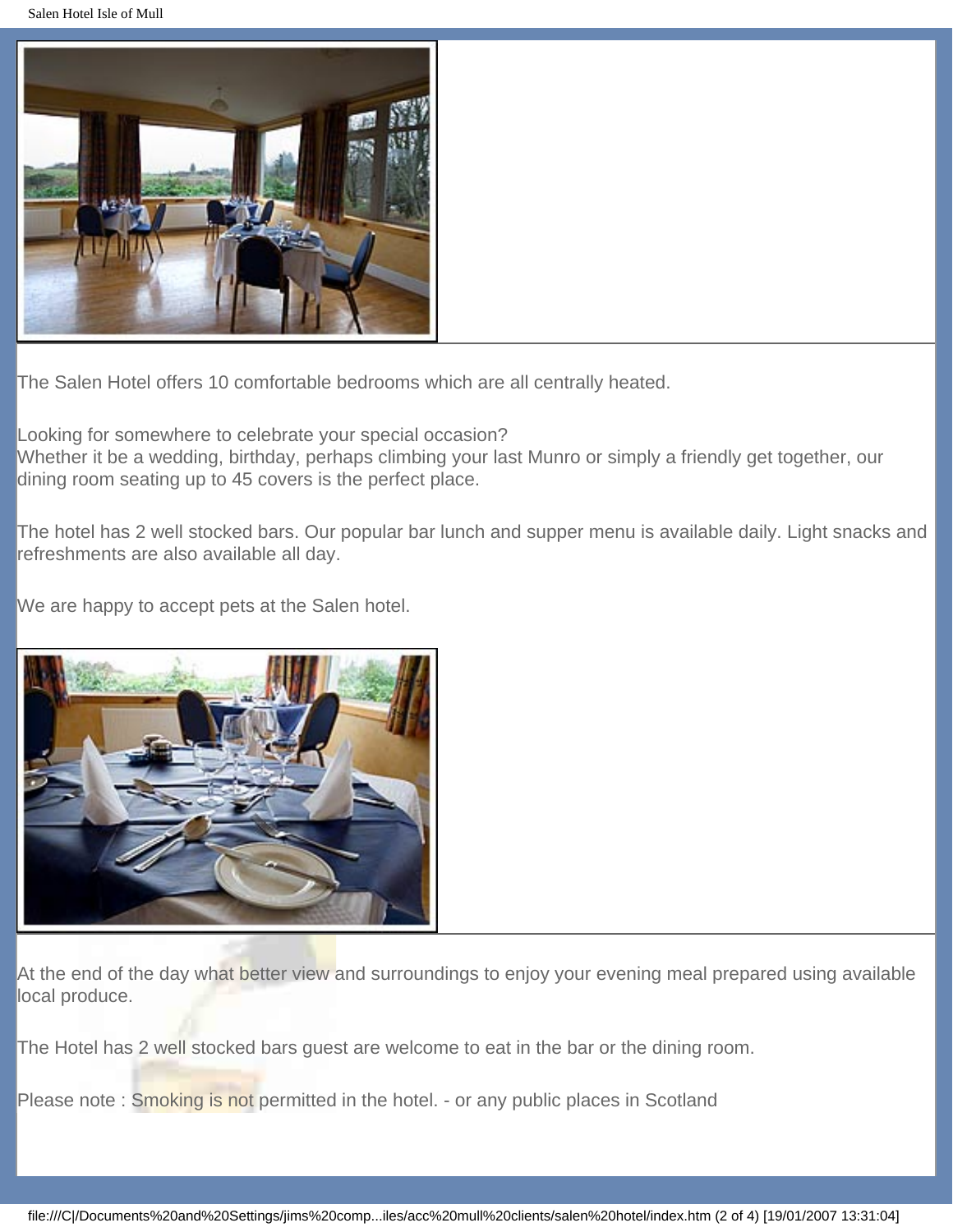The Salen Hotel offers 10 comfortable bedrooms which are all centrally heated.

Looking for somewhere to celebrate your special occasion?
Whether it be a wedding, birthday, perhaps climbing your last Munro or simply a friendly get together, our dining room seating up to 45 covers is the perfect place.

The hotel has 2 well stocked bars. Our popular bar lunch and supper menu is available daily. Light snacks and refreshments are also available all day.

We are happy to accept pets at the Salen hotel.

At the end of the day what better view and surroundings to enjoy your evening meal prepared using available local produce.

The Hotel has 2 well stocked bars guest are welcome to eat in the bar or the dining room.

Please note : Smoking is not permitted in the hotel. - or any public places in Scotland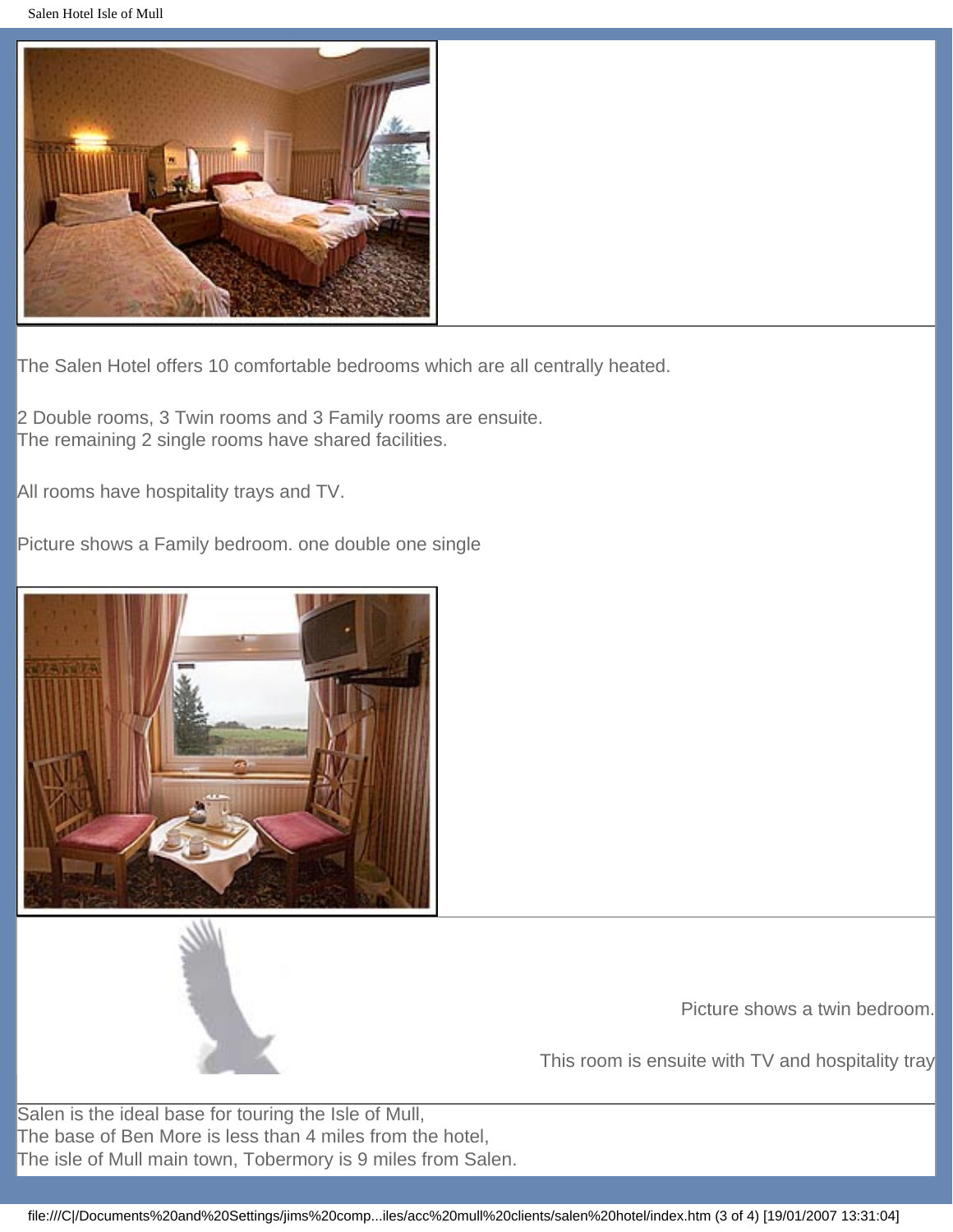The Salen Hotel offers 10 comfortable bedrooms which are all centrally heated.

2 Double rooms, 3 Twin rooms and 3 Family rooms are ensuite.
The remaining 2 single rooms have shared facilities.

All rooms have hospitality trays and TV.

Picture shows a Family bedroom. one double one single

Picture shows a twin bedroom.

This room is ensuite with TV and hospitality tray

Salen is the ideal base for touring the Isle of Mull,
The base of Ben More is less than 4 miles from the hotel,
The isle of Mull main town, Tobermory is 9 miles from Salen.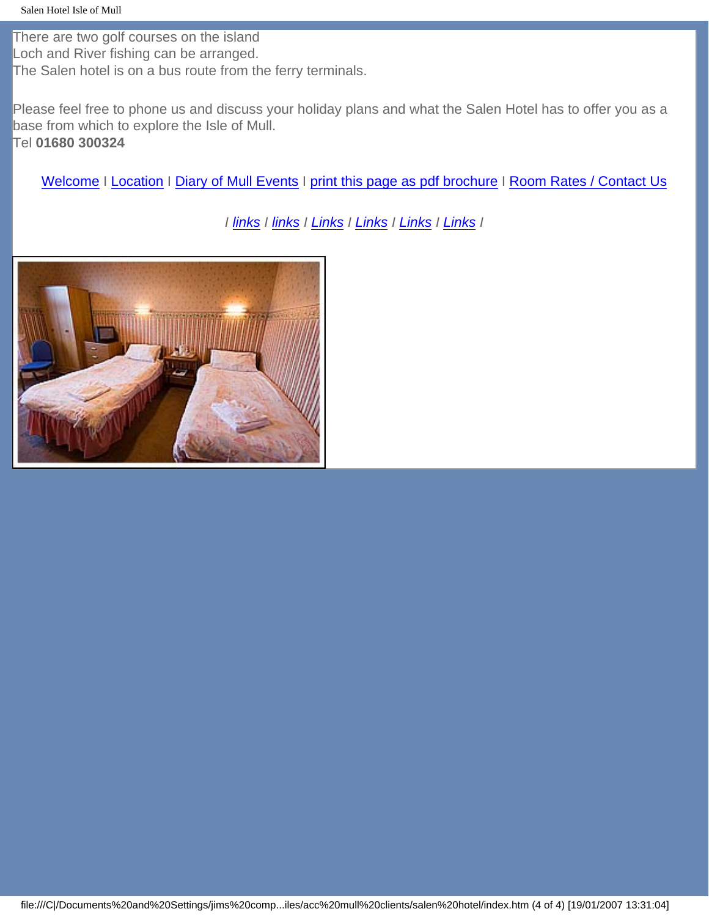There are two golf courses on the island
Loch and River fishing can be arranged.
The Salen hotel is on a bus route from the ferry terminals.

Please feel free to phone us and discuss your holiday plans and what the Salen Hotel has to offer you as a base from which to explore the Isle of Mull.
Tel **01680 300324**

Welcome I Location I Diary of Mull Events I print this page as pdf brochure I Room Rates / Contact Us

I *links* I *links* I *Links* I *Links* I *Links* I *Links* I